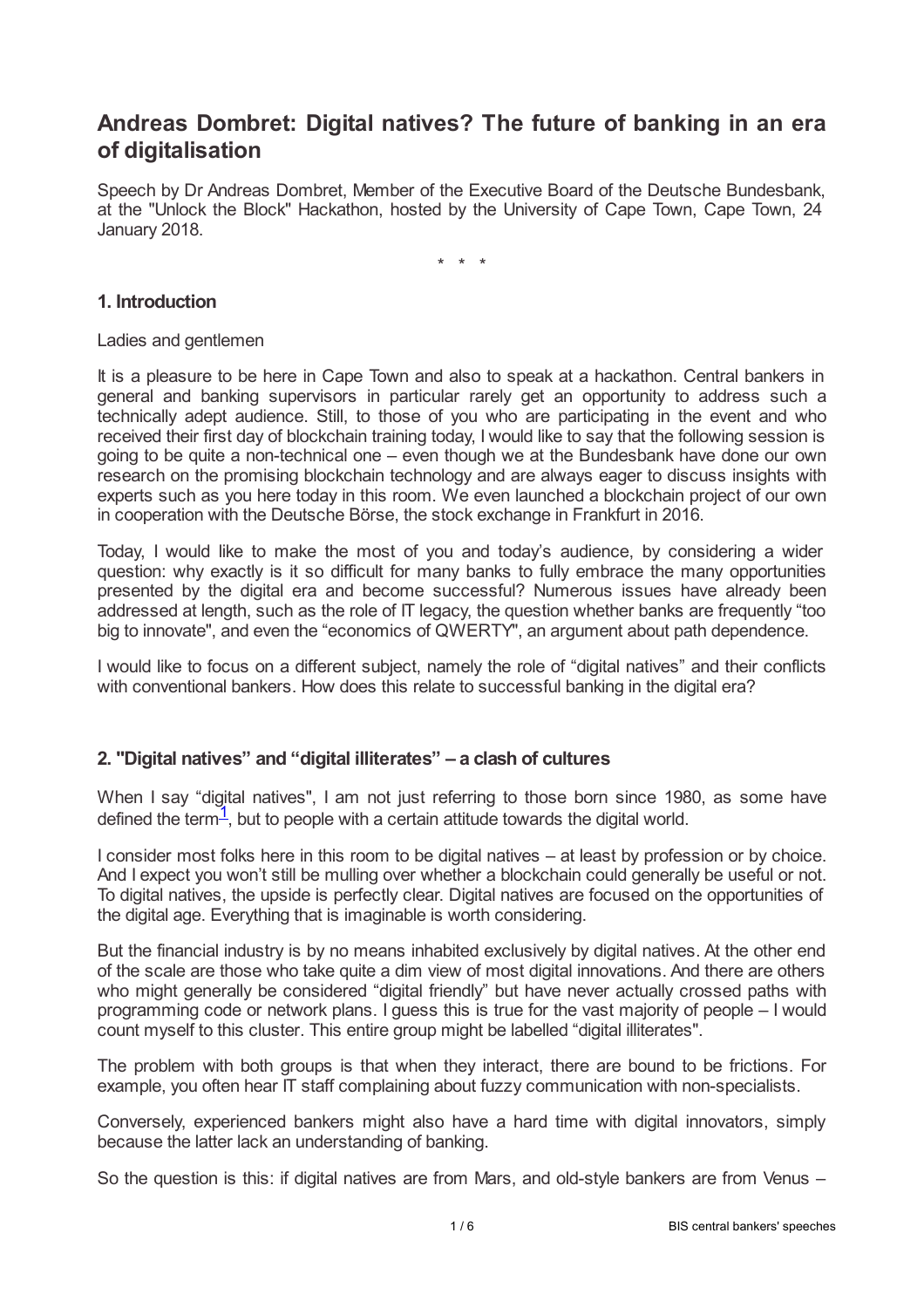# Andreas Dombret: Digital natives? The future of banking in an era of digitalisation

Speech by Dr Andreas Dombret, Member of the Executive Board of the Deutsche Bundesbank, at the "Unlock the Block" Hackathon, hosted by the University of Cape Town, Cape Town, 24 January 2018.

\* \* \*

## 1. Introduction

Ladies and gentlemen

It is a pleasure to be here in Cape Town and also to speak at a hackathon. Central bankers in general and banking supervisors in particular rarely get an opportunity to address such a technically adept audience. Still, to those of you who are participating in the event and who received their first day of blockchain training today, I would like to say that the following session is going to be quite a non-technical one – even though we at the Bundesbank have done our own research on the promising blockchain technology and are always eager to discuss insights with experts such as you here today in this room. We even launched a blockchain project of our own in cooperation with the Deutsche Börse, the stock exchange in Frankfurt in 2016.

Today, I would like to make the most of you and today's audience, by considering a wider question: why exactly is it so difficult for many banks to fully embrace the many opportunities presented by the digital era and become successful? Numerous issues have already been addressed at length, such as the role of IT legacy, the question whether banks are frequently "too big to innovate", and even the "economics of QWERTY", an argument about path dependence.

I would like to focus on a different subject, namely the role of "digital natives" and their conflicts with conventional bankers. How does this relate to successful banking in the digital era?

## 2. "Digital natives" and "digital illiterates" – a clash of cultures

When I say "digital natives", I am not just referring to those born since 1980, as some have defined the term[1], but to people with a certain attitude towards the digital world.

I consider most folks here in this room to be digital natives – at least by profession or by choice. And I expect you won't still be mulling over whether a blockchain could generally be useful or not. To digital natives, the upside is perfectly clear. Digital natives are focused on the opportunities of the digital age. Everything that is imaginable is worth considering.

But the financial industry is by no means inhabited exclusively by digital natives. At the other end of the scale are those who take quite a dim view of most digital innovations. And there are others who might generally be considered "digital friendly" but have never actually crossed paths with programming code or network plans. I guess this is true for the vast majority of people – I would count myself to this cluster. This entire group might be labelled "digital illiterates".

The problem with both groups is that when they interact, there are bound to be frictions. For example, you often hear IT staff complaining about fuzzy communication with non-specialists.

Conversely, experienced bankers might also have a hard time with digital innovators, simply because the latter lack an understanding of banking.

So the question is this: if digital natives are from Mars, and old-style bankers are from Venus –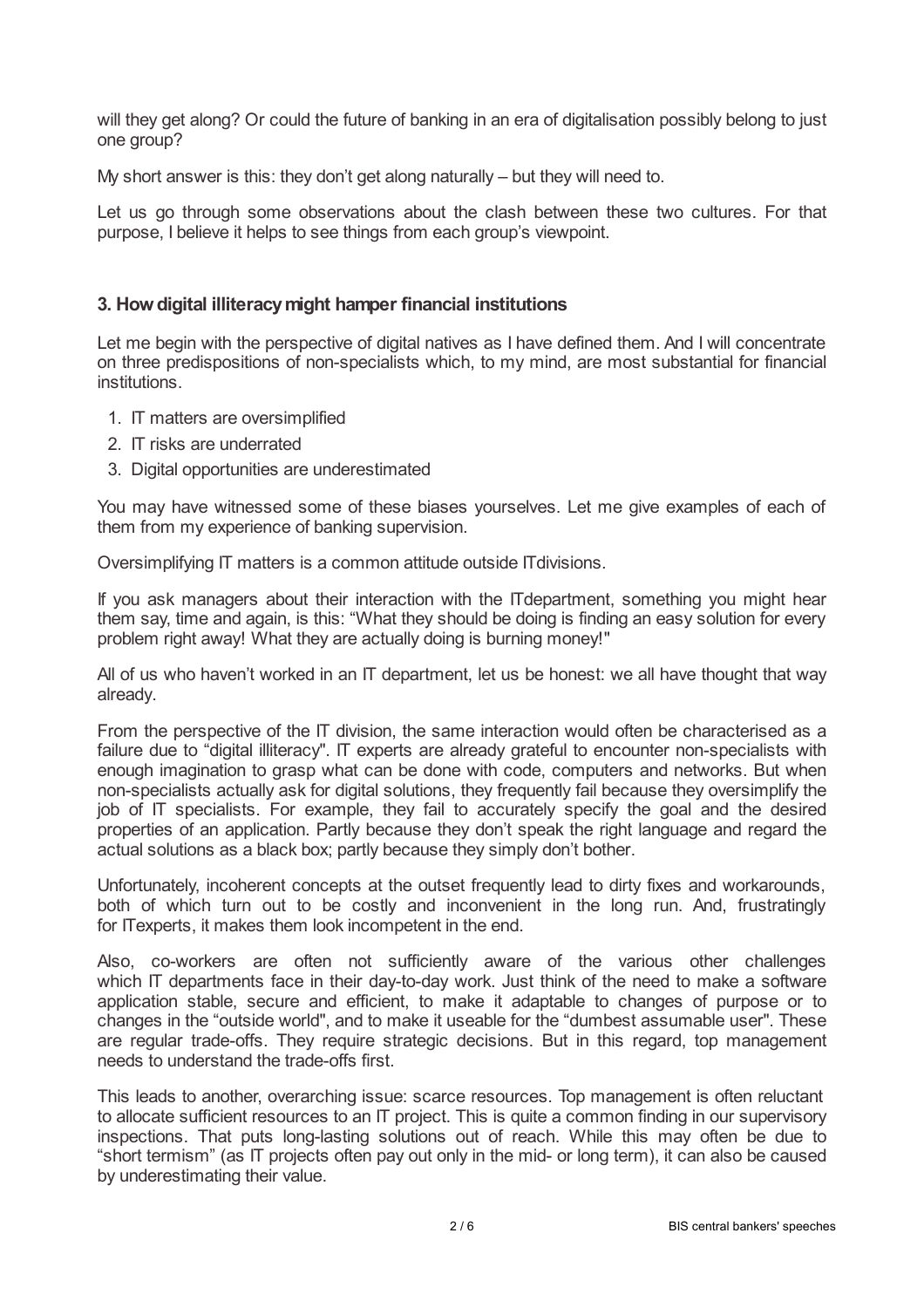will they get along? Or could the future of banking in an era of digitalisation possibly belong to just one group?

My short answer is this: they don't get along naturally – but they will need to.

Let us go through some observations about the clash between these two cultures. For that purpose, I believe it helps to see things from each group's viewpoint.

### 3. How digital illiteracy might hamper financial institutions

Let me begin with the perspective of digital natives as I have defined them. And I will concentrate on three predispositions of non-specialists which, to my mind, are most substantial for financial institutions.

1. IT matters are oversimplified
2. IT risks are underrated
3. Digital opportunities are underestimated

You may have witnessed some of these biases yourselves. Let me give examples of each of them from my experience of banking supervision.

Oversimplifying IT matters is a common attitude outside ITdivisions.

If you ask managers about their interaction with the ITdepartment, something you might hear them say, time and again, is this: "What they should be doing is finding an easy solution for every problem right away! What they are actually doing is burning money!"

All of us who haven't worked in an IT department, let us be honest: we all have thought that way already.

From the perspective of the IT division, the same interaction would often be characterised as a failure due to "digital illiteracy". IT experts are already grateful to encounter non-specialists with enough imagination to grasp what can be done with code, computers and networks. But when non-specialists actually ask for digital solutions, they frequently fail because they oversimplify the job of IT specialists. For example, they fail to accurately specify the goal and the desired properties of an application. Partly because they don't speak the right language and regard the actual solutions as a black box; partly because they simply don't bother.

Unfortunately, incoherent concepts at the outset frequently lead to dirty fixes and workarounds, both of which turn out to be costly and inconvenient in the long run. And, frustratingly for ITexperts, it makes them look incompetent in the end.

Also, co-workers are often not sufficiently aware of the various other challenges which IT departments face in their day-to-day work. Just think of the need to make a software application stable, secure and efficient, to make it adaptable to changes of purpose or to changes in the "outside world", and to make it useable for the "dumbest assumable user". These are regular trade-offs. They require strategic decisions. But in this regard, top management needs to understand the trade-offs first.

This leads to another, overarching issue: scarce resources. Top management is often reluctant to allocate sufficient resources to an IT project. This is quite a common finding in our supervisory inspections. That puts long-lasting solutions out of reach. While this may often be due to "short termism" (as IT projects often pay out only in the mid- or long term), it can also be caused by underestimating their value.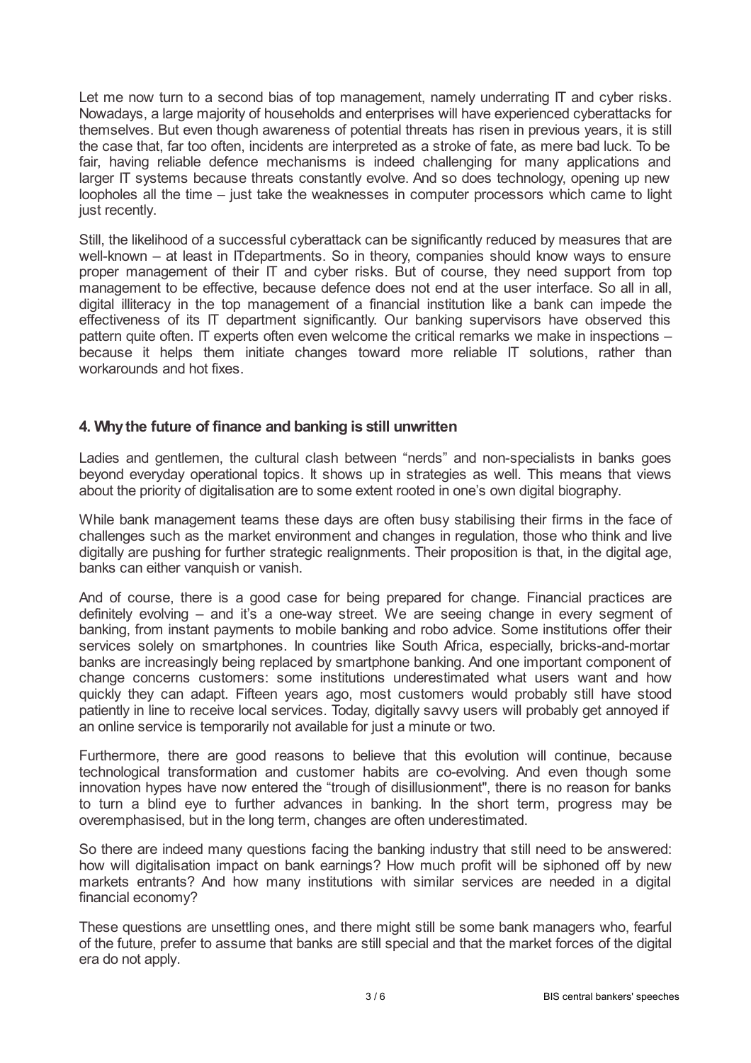Let me now turn to a second bias of top management, namely underrating IT and cyber risks. Nowadays, a large majority of households and enterprises will have experienced cyberattacks for themselves. But even though awareness of potential threats has risen in previous years, it is still the case that, far too often, incidents are interpreted as a stroke of fate, as mere bad luck. To be fair, having reliable defence mechanisms is indeed challenging for many applications and larger IT systems because threats constantly evolve. And so does technology, opening up new loopholes all the time – just take the weaknesses in computer processors which came to light just recently.

Still, the likelihood of a successful cyberattack can be significantly reduced by measures that are well-known – at least in ITdepartments. So in theory, companies should know ways to ensure proper management of their IT and cyber risks. But of course, they need support from top management to be effective, because defence does not end at the user interface. So all in all, digital illiteracy in the top management of a financial institution like a bank can impede the effectiveness of its IT department significantly. Our banking supervisors have observed this pattern quite often. IT experts often even welcome the critical remarks we make in inspections – because it helps them initiate changes toward more reliable IT solutions, rather than workarounds and hot fixes.

## 4. Why the future of finance and banking is still unwritten

Ladies and gentlemen, the cultural clash between “nerds” and non-specialists in banks goes beyond everyday operational topics. It shows up in strategies as well. This means that views about the priority of digitalisation are to some extent rooted in one’s own digital biography.

While bank management teams these days are often busy stabilising their firms in the face of challenges such as the market environment and changes in regulation, those who think and live digitally are pushing for further strategic realignments. Their proposition is that, in the digital age, banks can either vanquish or vanish.

And of course, there is a good case for being prepared for change. Financial practices are definitely evolving – and it’s a one-way street. We are seeing change in every segment of banking, from instant payments to mobile banking and robo advice. Some institutions offer their services solely on smartphones. In countries like South Africa, especially, bricks-and-mortar banks are increasingly being replaced by smartphone banking. And one important component of change concerns customers: some institutions underestimated what users want and how quickly they can adapt. Fifteen years ago, most customers would probably still have stood patiently in line to receive local services. Today, digitally savvy users will probably get annoyed if an online service is temporarily not available for just a minute or two.

Furthermore, there are good reasons to believe that this evolution will continue, because technological transformation and customer habits are co-evolving. And even though some innovation hypes have now entered the “trough of disillusionment", there is no reason for banks to turn a blind eye to further advances in banking. In the short term, progress may be overemphasised, but in the long term, changes are often underestimated.

So there are indeed many questions facing the banking industry that still need to be answered: how will digitalisation impact on bank earnings? How much profit will be siphoned off by new markets entrants? And how many institutions with similar services are needed in a digital financial economy?

These questions are unsettling ones, and there might still be some bank managers who, fearful of the future, prefer to assume that banks are still special and that the market forces of the digital era do not apply.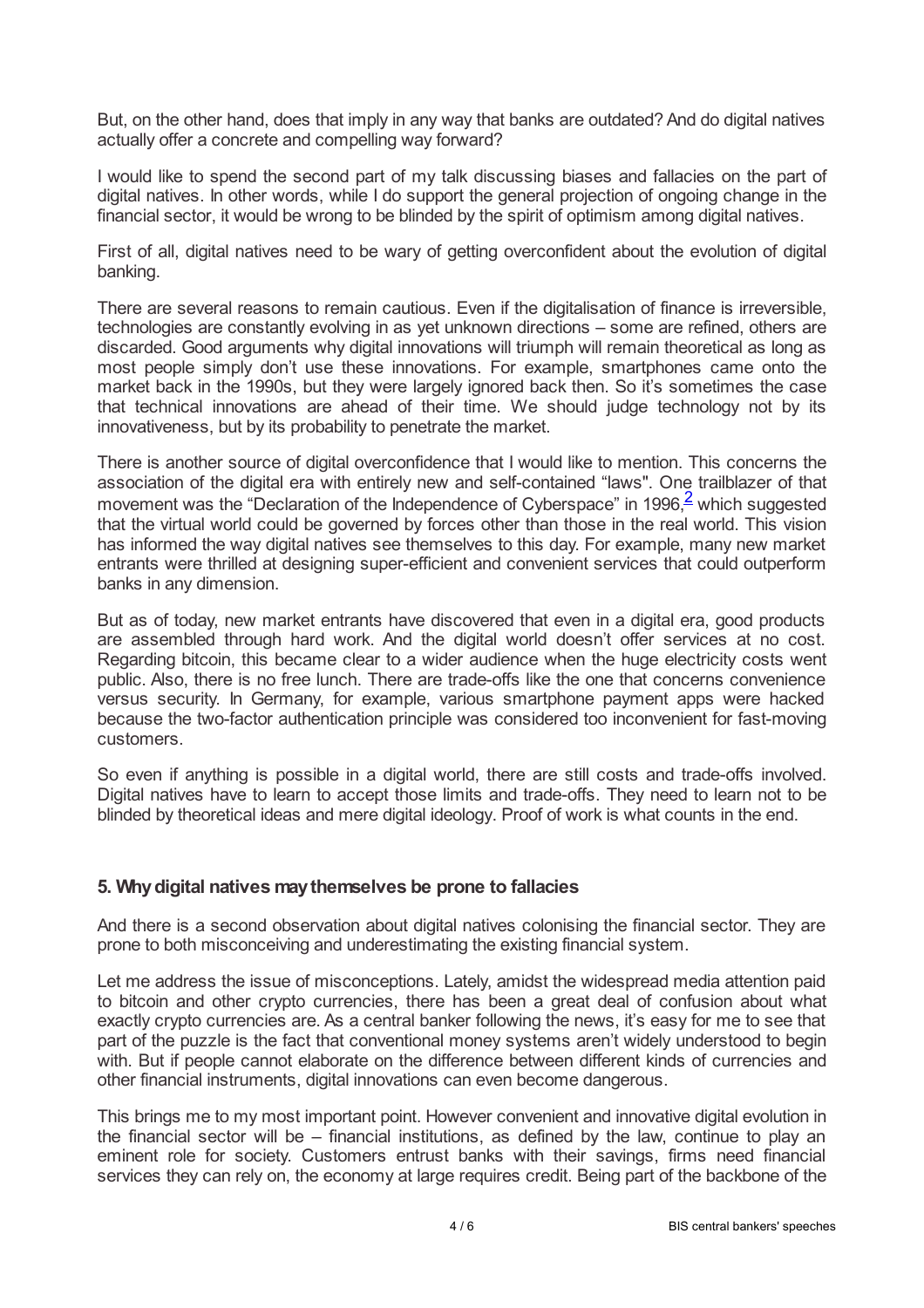But, on the other hand, does that imply in any way that banks are outdated? And do digital natives actually offer a concrete and compelling way forward?

I would like to spend the second part of my talk discussing biases and fallacies on the part of digital natives. In other words, while I do support the general projection of ongoing change in the financial sector, it would be wrong to be blinded by the spirit of optimism among digital natives.

First of all, digital natives need to be wary of getting overconfident about the evolution of digital banking.

There are several reasons to remain cautious. Even if the digitalisation of finance is irreversible, technologies are constantly evolving in as yet unknown directions – some are refined, others are discarded. Good arguments why digital innovations will triumph will remain theoretical as long as most people simply don't use these innovations. For example, smartphones came onto the market back in the 1990s, but they were largely ignored back then. So it's sometimes the case that technical innovations are ahead of their time. We should judge technology not by its innovativeness, but by its probability to penetrate the market.

There is another source of digital overconfidence that I would like to mention. This concerns the association of the digital era with entirely new and self-contained "laws". One trailblazer of that movement was the "Declaration of the Independence of Cyberspace" in 1996,[2] which suggested that the virtual world could be governed by forces other than those in the real world. This vision has informed the way digital natives see themselves to this day. For example, many new market entrants were thrilled at designing super-efficient and convenient services that could outperform banks in any dimension.

But as of today, new market entrants have discovered that even in a digital era, good products are assembled through hard work. And the digital world doesn't offer services at no cost. Regarding bitcoin, this became clear to a wider audience when the huge electricity costs went public. Also, there is no free lunch. There are trade-offs like the one that concerns convenience versus security. In Germany, for example, various smartphone payment apps were hacked because the two-factor authentication principle was considered too inconvenient for fast-moving customers.

So even if anything is possible in a digital world, there are still costs and trade-offs involved. Digital natives have to learn to accept those limits and trade-offs. They need to learn not to be blinded by theoretical ideas and mere digital ideology. Proof of work is what counts in the end.

## 5. Why digital natives may themselves be prone to fallacies

And there is a second observation about digital natives colonising the financial sector. They are prone to both misconceiving and underestimating the existing financial system.

Let me address the issue of misconceptions. Lately, amidst the widespread media attention paid to bitcoin and other crypto currencies, there has been a great deal of confusion about what exactly crypto currencies are. As a central banker following the news, it's easy for me to see that part of the puzzle is the fact that conventional money systems aren't widely understood to begin with. But if people cannot elaborate on the difference between different kinds of currencies and other financial instruments, digital innovations can even become dangerous.

This brings me to my most important point. However convenient and innovative digital evolution in the financial sector will be – financial institutions, as defined by the law, continue to play an eminent role for society. Customers entrust banks with their savings, firms need financial services they can rely on, the economy at large requires credit. Being part of the backbone of the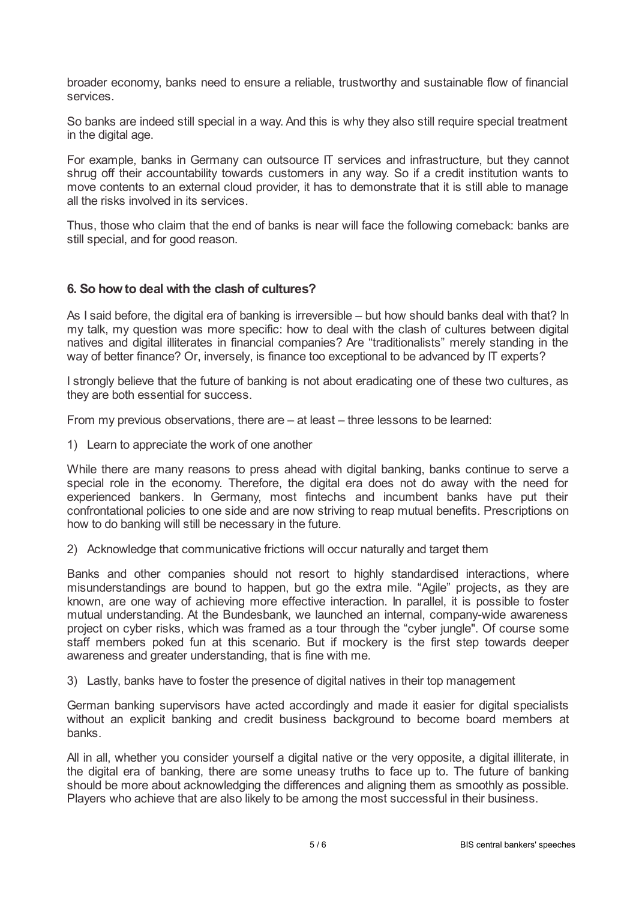broader economy, banks need to ensure a reliable, trustworthy and sustainable flow of financial services.

So banks are indeed still special in a way. And this is why they also still require special treatment in the digital age.

For example, banks in Germany can outsource IT services and infrastructure, but they cannot shrug off their accountability towards customers in any way. So if a credit institution wants to move contents to an external cloud provider, it has to demonstrate that it is still able to manage all the risks involved in its services.

Thus, those who claim that the end of banks is near will face the following comeback: banks are still special, and for good reason.

## 6. So how to deal with the clash of cultures?

As I said before, the digital era of banking is irreversible – but how should banks deal with that? In my talk, my question was more specific: how to deal with the clash of cultures between digital natives and digital illiterates in financial companies? Are "traditionalists" merely standing in the way of better finance? Or, inversely, is finance too exceptional to be advanced by IT experts?

I strongly believe that the future of banking is not about eradicating one of these two cultures, as they are both essential for success.

From my previous observations, there are – at least – three lessons to be learned:

1) Learn to appreciate the work of one another

While there are many reasons to press ahead with digital banking, banks continue to serve a special role in the economy. Therefore, the digital era does not do away with the need for experienced bankers. In Germany, most fintechs and incumbent banks have put their confrontational policies to one side and are now striving to reap mutual benefits. Prescriptions on how to do banking will still be necessary in the future.

2) Acknowledge that communicative frictions will occur naturally and target them

Banks and other companies should not resort to highly standardised interactions, where misunderstandings are bound to happen, but go the extra mile. "Agile" projects, as they are known, are one way of achieving more effective interaction. In parallel, it is possible to foster mutual understanding. At the Bundesbank, we launched an internal, company-wide awareness project on cyber risks, which was framed as a tour through the "cyber jungle". Of course some staff members poked fun at this scenario. But if mockery is the first step towards deeper awareness and greater understanding, that is fine with me.

3) Lastly, banks have to foster the presence of digital natives in their top management

German banking supervisors have acted accordingly and made it easier for digital specialists without an explicit banking and credit business background to become board members at banks.

All in all, whether you consider yourself a digital native or the very opposite, a digital illiterate, in the digital era of banking, there are some uneasy truths to face up to. The future of banking should be more about acknowledging the differences and aligning them as smoothly as possible. Players who achieve that are also likely to be among the most successful in their business.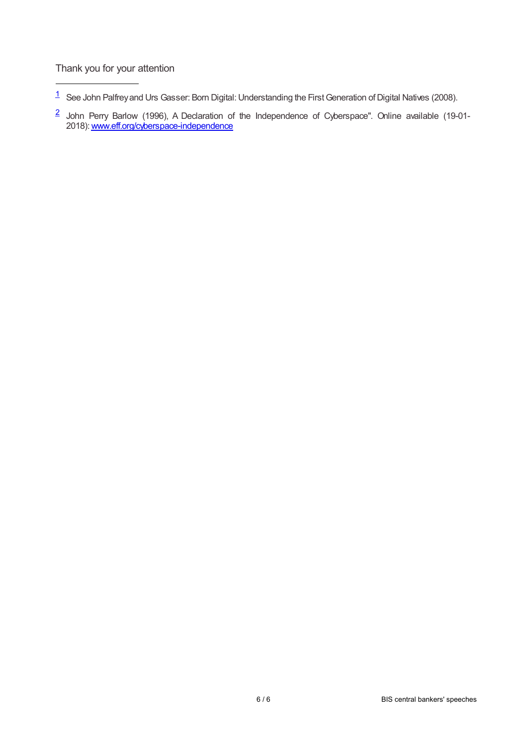Thank you for your attention

---

[1] See John Palfrey and Urs Gasser: Born Digital: Understanding the First Generation of Digital Natives (2008).

[2] John Perry Barlow (1996), A Declaration of the Independence of Cyberspace". Online available (19-01-2018): [www.eff.org/cyberspace-independence](www.eff.org/cyberspace-independence)